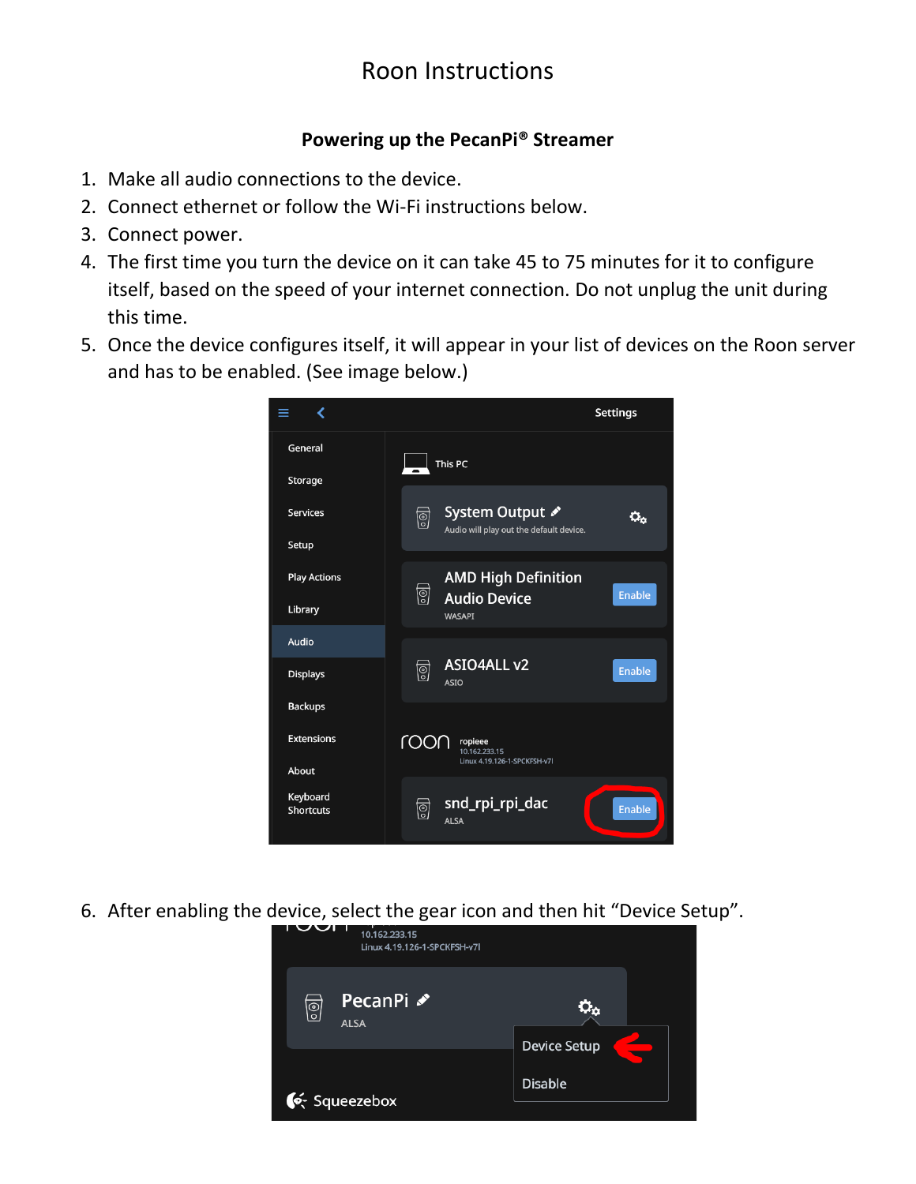# Roon Instructions

## Powering up the PecanPi® Streamer

1. Make all audio connections to the device.
2. Connect ethernet or follow the Wi-Fi instructions below.
3. Connect power.
4. The first time you turn the device on it can take 45 to 75 minutes for it to configure itself, based on the speed of your internet connection. Do not unplug the unit during this time.
5. Once the device configures itself, it will appear in your list of devices on the Roon server and has to be enabled. (See image below.)

6. After enabling the device, select the gear icon and then hit "Device Setup".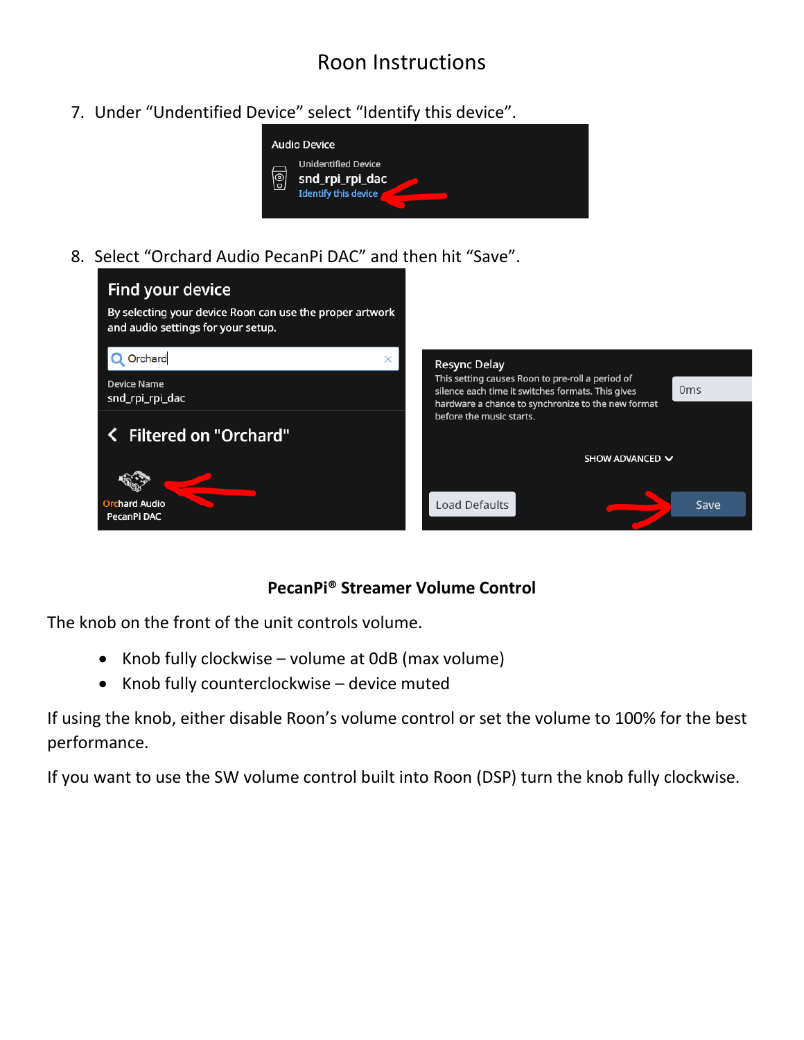# Roon Instructions

7. Under "Undentified Device" select "Identify this device".

8. Select "Orchard Audio PecanPi DAC" and then hit "Save".

**PecanPi® Streamer Volume Control**

The knob on the front of the unit controls volume.

- Knob fully clockwise – volume at 0dB (max volume)
- Knob fully counterclockwise – device muted

If using the knob, either disable Roon's volume control or set the volume to 100% for the best performance.

If you want to use the SW volume control built into Roon (DSP) turn the knob fully clockwise.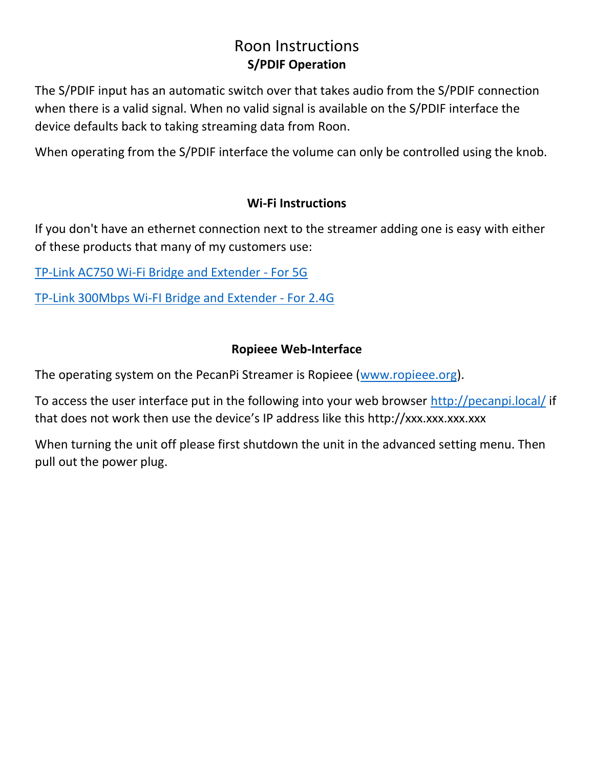# Roon Instructions

## S/PDIF Operation

The S/PDIF input has an automatic switch over that takes audio from the S/PDIF connection when there is a valid signal. When no valid signal is available on the S/PDIF interface the device defaults back to taking streaming data from Roon.

When operating from the S/PDIF interface the volume can only be controlled using the knob.

## Wi-Fi Instructions

If you don't have an ethernet connection next to the streamer adding one is easy with either of these products that many of my customers use:

TP-Link AC750 Wi-Fi Bridge and Extender - For 5G

TP-Link 300Mbps Wi-FI Bridge and Extender - For 2.4G

## Ropieee Web-Interface

The operating system on the PecanPi Streamer is Ropieee (www.ropieee.org).

To access the user interface put in the following into your web browser http://pecanpi.local/ if that does not work then use the device's IP address like this http://xxx.xxx.xxx.xxx

When turning the unit off please first shutdown the unit in the advanced setting menu. Then pull out the power plug.